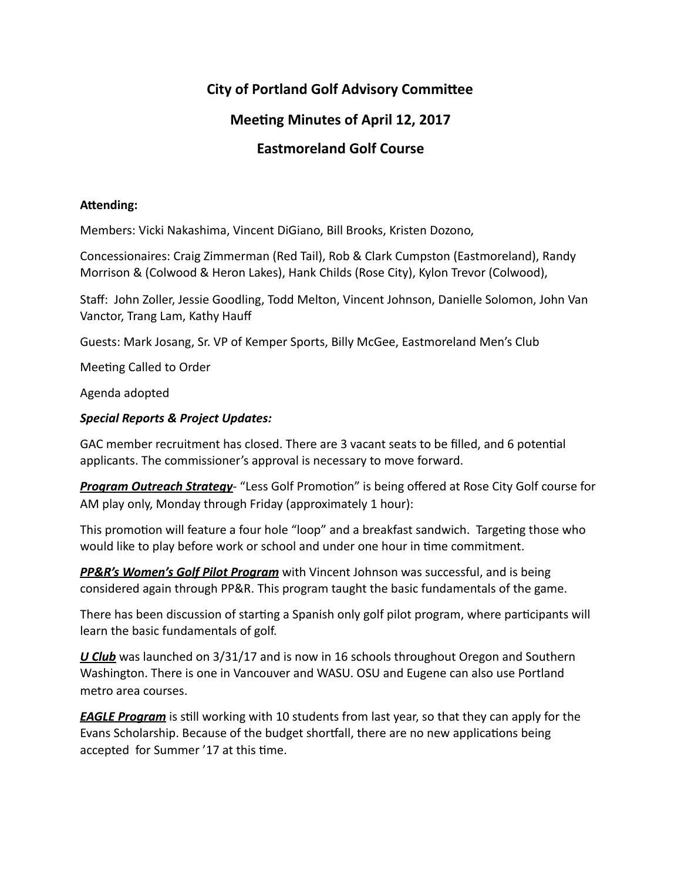# City of Portland Golf Advisory Committee

## Meeting Minutes of April 12, 2017

## Eastmoreland Golf Course

**Attending:**

Members: Vicki Nakashima, Vincent DiGiano, Bill Brooks, Kristen Dozono,

Concessionaires: Craig Zimmerman (Red Tail), Rob & Clark Cumpston (Eastmoreland), Randy Morrison & (Colwood & Heron Lakes), Hank Childs (Rose City), Kylon Trevor (Colwood),

Staff: John Zoller, Jessie Goodling, Todd Melton, Vincent Johnson, Danielle Solomon, John Van Vanctor, Trang Lam, Kathy Hauff

Guests: Mark Josang, Sr. VP of Kemper Sports, Billy McGee, Eastmoreland Men's Club

Meeting Called to Order

Agenda adopted

***Special Reports & Project Updates:***

GAC member recruitment has closed. There are 3 vacant seats to be filled, and 6 potential applicants. The commissioner's approval is necessary to move forward.

***Program Outreach Strategy***- "Less Golf Promotion" is being offered at Rose City Golf course for AM play only, Monday through Friday (approximately 1 hour):

This promotion will feature a four hole "loop" and a breakfast sandwich. Targeting those who would like to play before work or school and under one hour in time commitment.

***PP&R's Women's Golf Pilot Program*** with Vincent Johnson was successful, and is being considered again through PP&R. This program taught the basic fundamentals of the game.

There has been discussion of starting a Spanish only golf pilot program, where participants will learn the basic fundamentals of golf.

***U Club*** was launched on 3/31/17 and is now in 16 schools throughout Oregon and Southern Washington. There is one in Vancouver and WASU. OSU and Eugene can also use Portland metro area courses.

***EAGLE Program*** is still working with 10 students from last year, so that they can apply for the Evans Scholarship. Because of the budget shortfall, there are no new applications being accepted for Summer '17 at this time.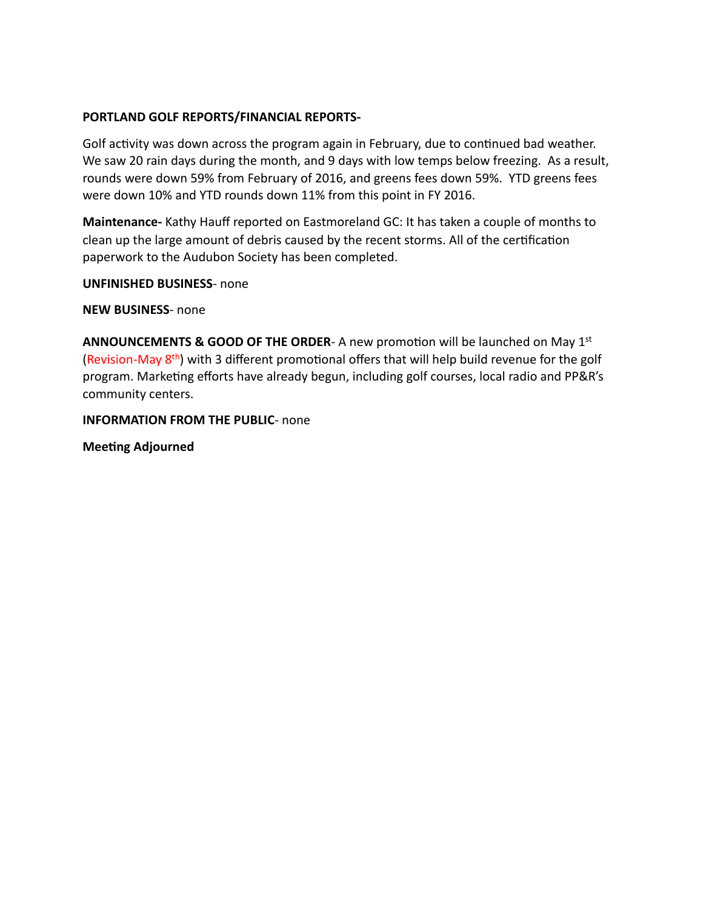**PORTLAND GOLF REPORTS/FINANCIAL REPORTS-**

Golf activity was down across the program again in February, due to continued bad weather. We saw 20 rain days during the month, and 9 days with low temps below freezing. As a result, rounds were down 59% from February of 2016, and greens fees down 59%. YTD greens fees were down 10% and YTD rounds down 11% from this point in FY 2016.

**Maintenance-** Kathy Hauff reported on Eastmoreland GC: It has taken a couple of months to clean up the large amount of debris caused by the recent storms. All of the certification paperwork to the Audubon Society has been completed.

**UNFINISHED BUSINESS**- none

**NEW BUSINESS**- none

**ANNOUNCEMENTS & GOOD OF THE ORDER**- A new promotion will be launched on May 1st (Revision-May 8th) with 3 different promotional offers that will help build revenue for the golf program. Marketing efforts have already begun, including golf courses, local radio and PP&R's community centers.

**INFORMATION FROM THE PUBLIC**- none

**Meeting Adjourned**